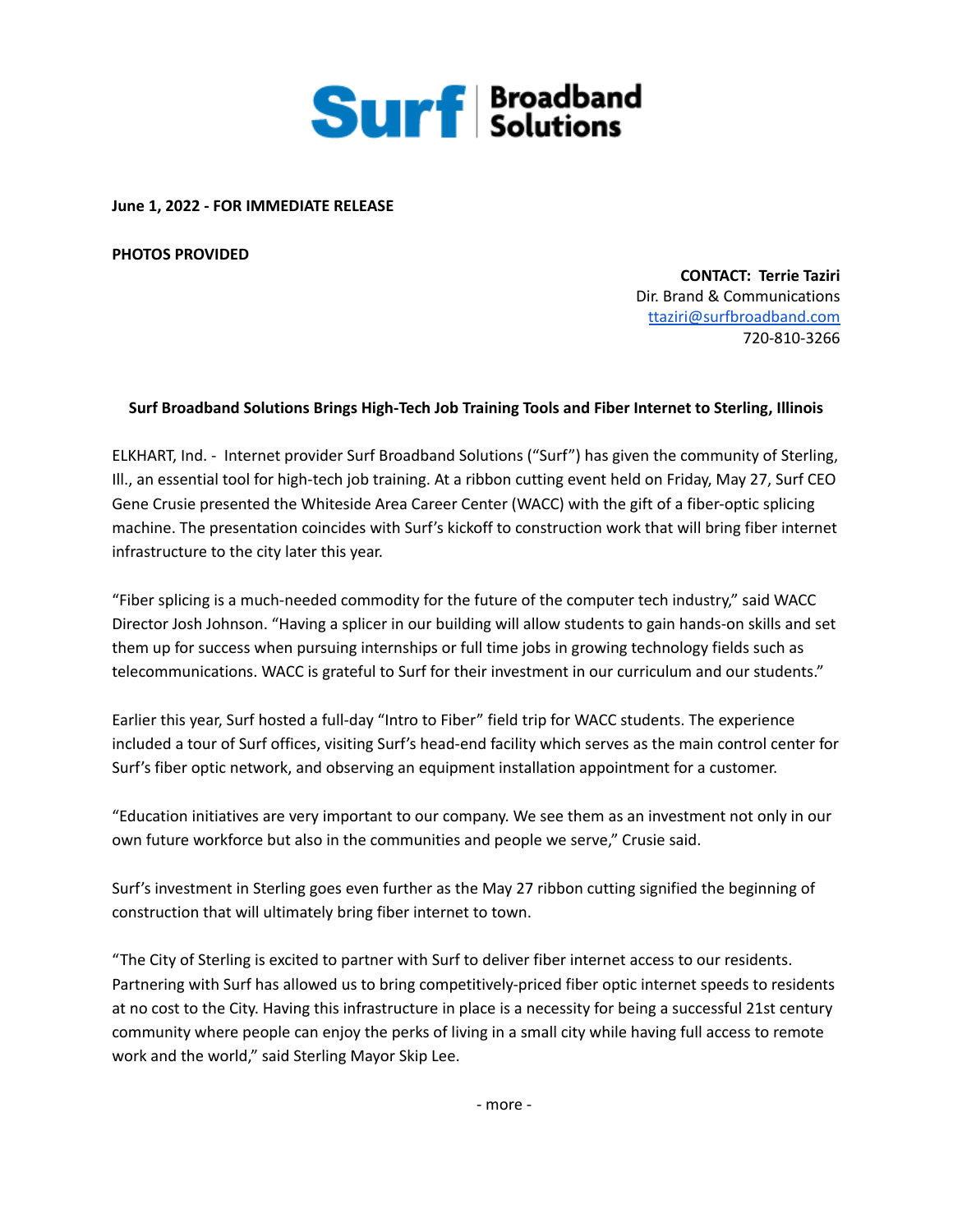Surf | Broadband Solutions

**June 1, 2022 - FOR IMMEDIATE RELEASE**

**PHOTOS PROVIDED**

**CONTACT: Terrie Taziri**
Dir. Brand & Communications
ttaziri@surfbroadband.com
720-810-3266

**Surf Broadband Solutions Brings High-Tech Job Training Tools and Fiber Internet to Sterling, Illinois**

ELKHART, Ind. - Internet provider Surf Broadband Solutions ("Surf") has given the community of Sterling, Ill., an essential tool for high-tech job training. At a ribbon cutting event held on Friday, May 27, Surf CEO Gene Crusie presented the Whiteside Area Career Center (WACC) with the gift of a fiber-optic splicing machine. The presentation coincides with Surf's kickoff to construction work that will bring fiber internet infrastructure to the city later this year.

"Fiber splicing is a much-needed commodity for the future of the computer tech industry," said WACC Director Josh Johnson. "Having a splicer in our building will allow students to gain hands-on skills and set them up for success when pursuing internships or full time jobs in growing technology fields such as telecommunications. WACC is grateful to Surf for their investment in our curriculum and our students."

Earlier this year, Surf hosted a full-day "Intro to Fiber" field trip for WACC students. The experience included a tour of Surf offices, visiting Surf's head-end facility which serves as the main control center for Surf's fiber optic network, and observing an equipment installation appointment for a customer.

"Education initiatives are very important to our company. We see them as an investment not only in our own future workforce but also in the communities and people we serve," Crusie said.

Surf's investment in Sterling goes even further as the May 27 ribbon cutting signified the beginning of construction that will ultimately bring fiber internet to town.

"The City of Sterling is excited to partner with Surf to deliver fiber internet access to our residents. Partnering with Surf has allowed us to bring competitively-priced fiber optic internet speeds to residents at no cost to the City. Having this infrastructure in place is a necessity for being a successful 21st century community where people can enjoy the perks of living in a small city while having full access to remote work and the world," said Sterling Mayor Skip Lee.

- more -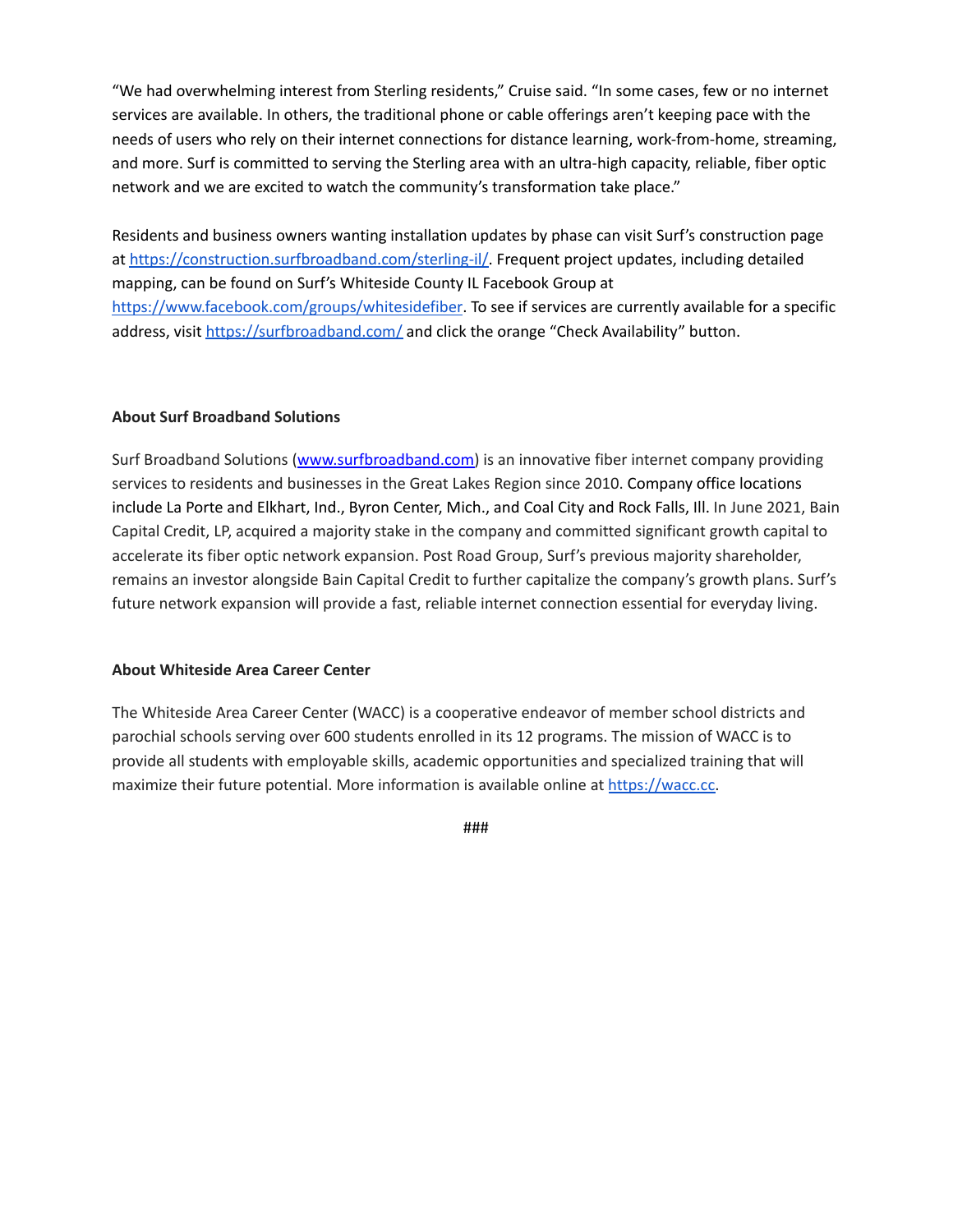"We had overwhelming interest from Sterling residents," Cruise said. "In some cases, few or no internet services are available. In others, the traditional phone or cable offerings aren't keeping pace with the needs of users who rely on their internet connections for distance learning, work-from-home, streaming, and more. Surf is committed to serving the Sterling area with an ultra-high capacity, reliable, fiber optic network and we are excited to watch the community's transformation take place."

Residents and business owners wanting installation updates by phase can visit Surf's construction page at [https://construction.surfbroadband.com/sterling-il/](https://construction.surfbroadband.com/sterling-il/). Frequent project updates, including detailed mapping, can be found on Surf's Whiteside County IL Facebook Group at [https://www.facebook.com/groups/whitesidefiber](https://www.facebook.com/groups/whitesidefiber). To see if services are currently available for a specific address, visit [https://surfbroadband.com/](https://surfbroadband.com/) and click the orange "Check Availability" button.

**About Surf Broadband Solutions**

Surf Broadband Solutions ([www.surfbroadband.com](www.surfbroadband.com)) is an innovative fiber internet company providing services to residents and businesses in the Great Lakes Region since 2010. Company office locations include La Porte and Elkhart, Ind., Byron Center, Mich., and Coal City and Rock Falls, Ill. In June 2021, Bain Capital Credit, LP, acquired a majority stake in the company and committed significant growth capital to accelerate its fiber optic network expansion. Post Road Group, Surf's previous majority shareholder, remains an investor alongside Bain Capital Credit to further capitalize the company's growth plans. Surf's future network expansion will provide a fast, reliable internet connection essential for everyday living.

**About Whiteside Area Career Center**

The Whiteside Area Career Center (WACC) is a cooperative endeavor of member school districts and parochial schools serving over 600 students enrolled in its 12 programs. The mission of WACC is to provide all students with employable skills, academic opportunities and specialized training that will maximize their future potential. More information is available online at [https://wacc.cc](https://wacc.cc).

###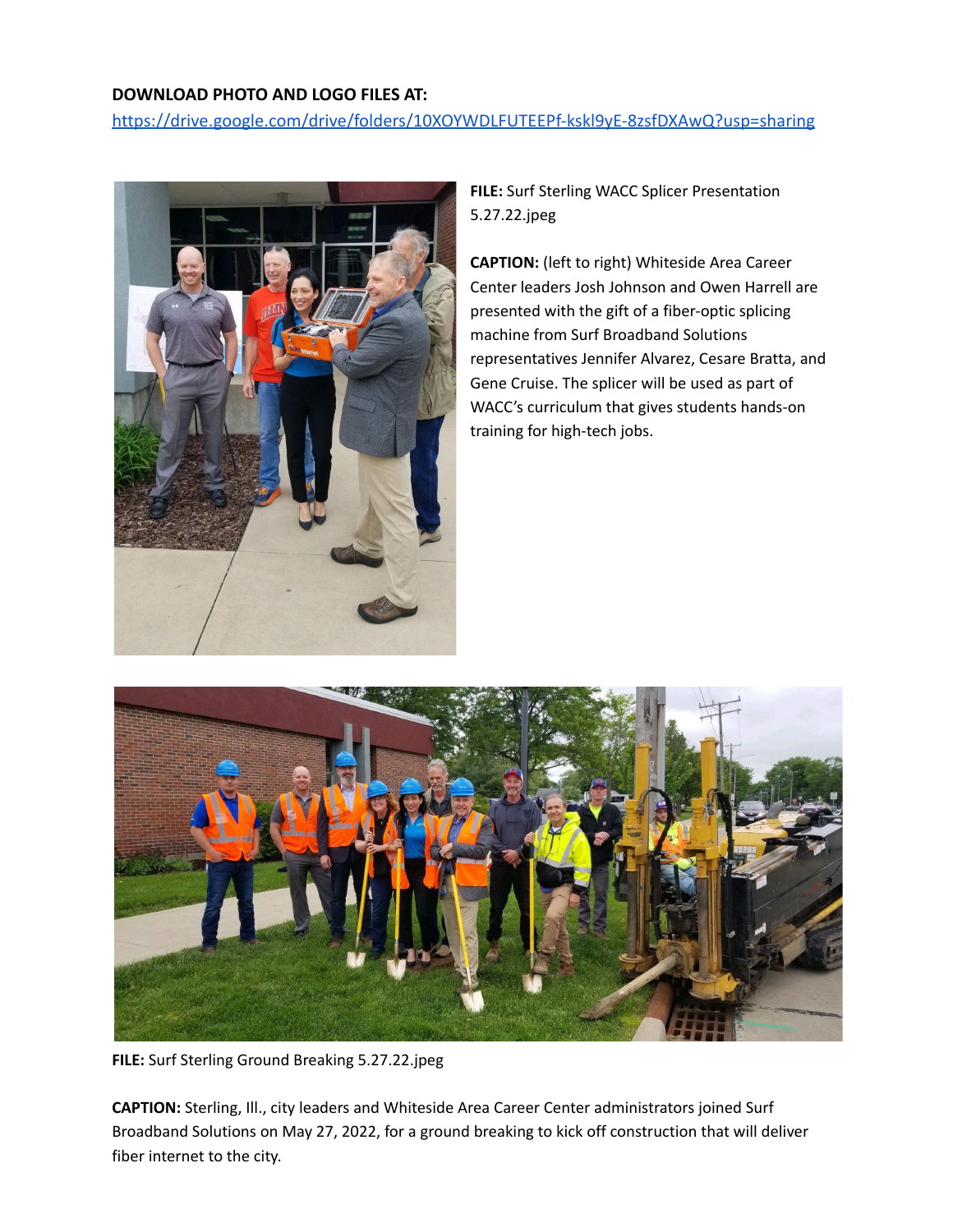**DOWNLOAD PHOTO AND LOGO FILES AT:**
https://drive.google.com/drive/folders/10XOYWDLFUTEEPf-kskl9yE-8zsfDXAwQ?usp=sharing

**FILE:** Surf Sterling WACC Splicer Presentation 5.27.22.jpeg

**CAPTION:** (left to right) Whiteside Area Career Center leaders Josh Johnson and Owen Harrell are presented with the gift of a fiber-optic splicing machine from Surf Broadband Solutions representatives Jennifer Alvarez, Cesare Bratta, and Gene Cruise. The splicer will be used as part of WACC's curriculum that gives students hands-on training for high-tech jobs.

**FILE:** Surf Sterling Ground Breaking 5.27.22.jpeg

**CAPTION:** Sterling, Ill., city leaders and Whiteside Area Career Center administrators joined Surf Broadband Solutions on May 27, 2022, for a ground breaking to kick off construction that will deliver fiber internet to the city.